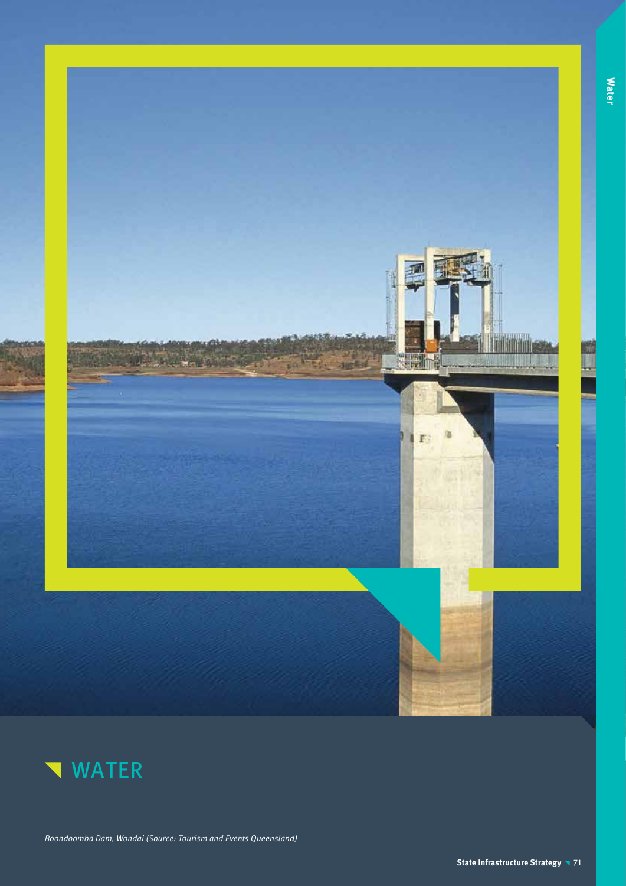# WATER

*Boondoomba Dam, Wondai (Source: Tourism and Events Queensland)*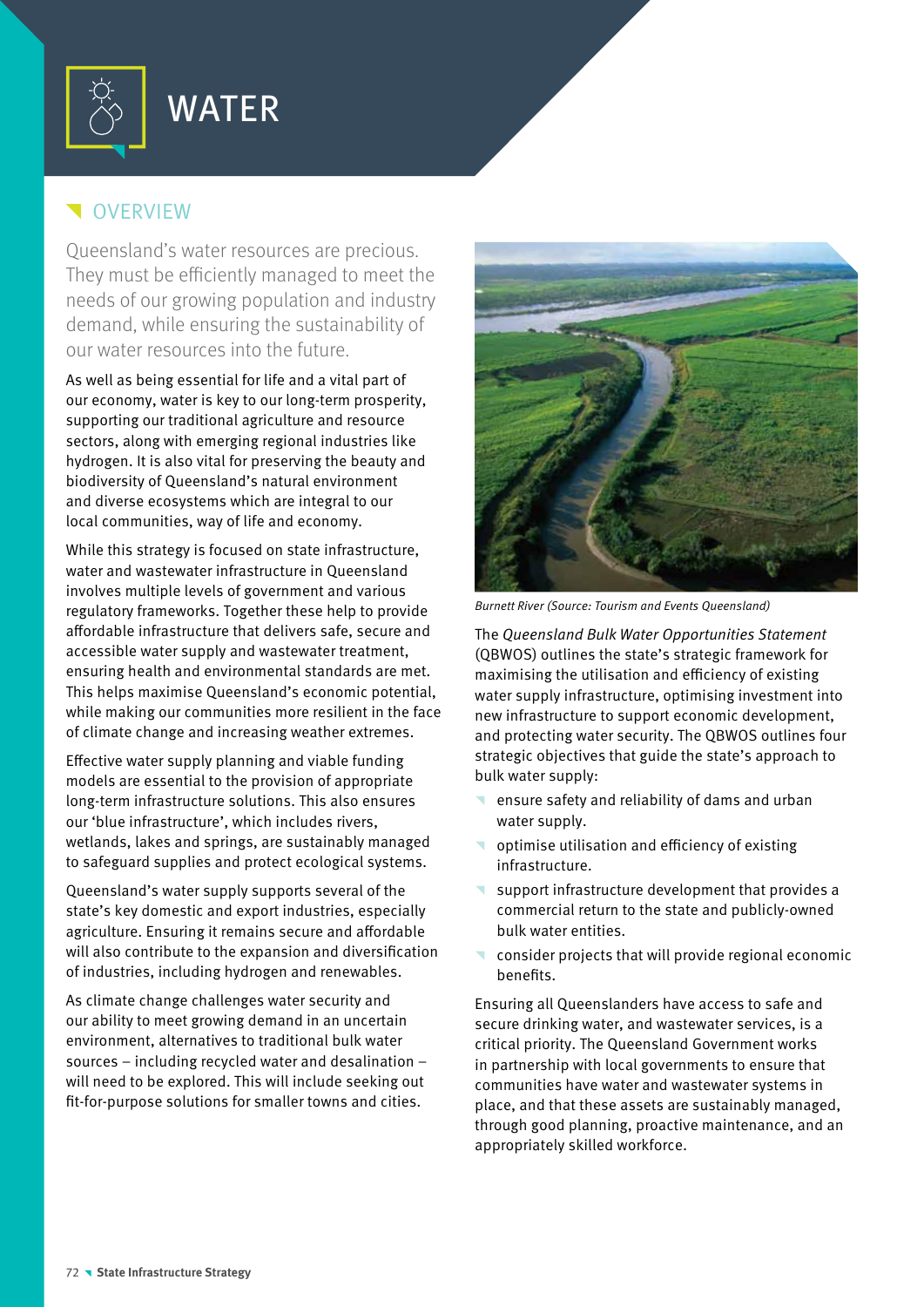# WATER

## OVERVIEW

Queensland's water resources are precious. They must be efficiently managed to meet the needs of our growing population and industry demand, while ensuring the sustainability of our water resources into the future.

As well as being essential for life and a vital part of our economy, water is key to our long-term prosperity, supporting our traditional agriculture and resource sectors, along with emerging regional industries like hydrogen. It is also vital for preserving the beauty and biodiversity of Queensland's natural environment and diverse ecosystems which are integral to our local communities, way of life and economy.

While this strategy is focused on state infrastructure, water and wastewater infrastructure in Queensland involves multiple levels of government and various regulatory frameworks. Together these help to provide affordable infrastructure that delivers safe, secure and accessible water supply and wastewater treatment, ensuring health and environmental standards are met. This helps maximise Queensland's economic potential, while making our communities more resilient in the face of climate change and increasing weather extremes.

Effective water supply planning and viable funding models are essential to the provision of appropriate long-term infrastructure solutions. This also ensures our 'blue infrastructure', which includes rivers, wetlands, lakes and springs, are sustainably managed to safeguard supplies and protect ecological systems.

Queensland's water supply supports several of the state's key domestic and export industries, especially agriculture. Ensuring it remains secure and affordable will also contribute to the expansion and diversification of industries, including hydrogen and renewables.

As climate change challenges water security and our ability to meet growing demand in an uncertain environment, alternatives to traditional bulk water sources – including recycled water and desalination – will need to be explored. This will include seeking out fit-for-purpose solutions for smaller towns and cities.

*Burnett River (Source: Tourism and Events Queensland)*

The *Queensland Bulk Water Opportunities Statement* (QBWOS) outlines the state's strategic framework for maximising the utilisation and efficiency of existing water supply infrastructure, optimising investment into new infrastructure to support economic development, and protecting water security. The QBWOS outlines four strategic objectives that guide the state's approach to bulk water supply:

- ensure safety and reliability of dams and urban water supply.
- optimise utilisation and efficiency of existing infrastructure.
- support infrastructure development that provides a commercial return to the state and publicly-owned bulk water entities.
- consider projects that will provide regional economic benefits.

Ensuring all Queenslanders have access to safe and secure drinking water, and wastewater services, is a critical priority. The Queensland Government works in partnership with local governments to ensure that communities have water and wastewater systems in place, and that these assets are sustainably managed, through good planning, proactive maintenance, and an appropriately skilled workforce.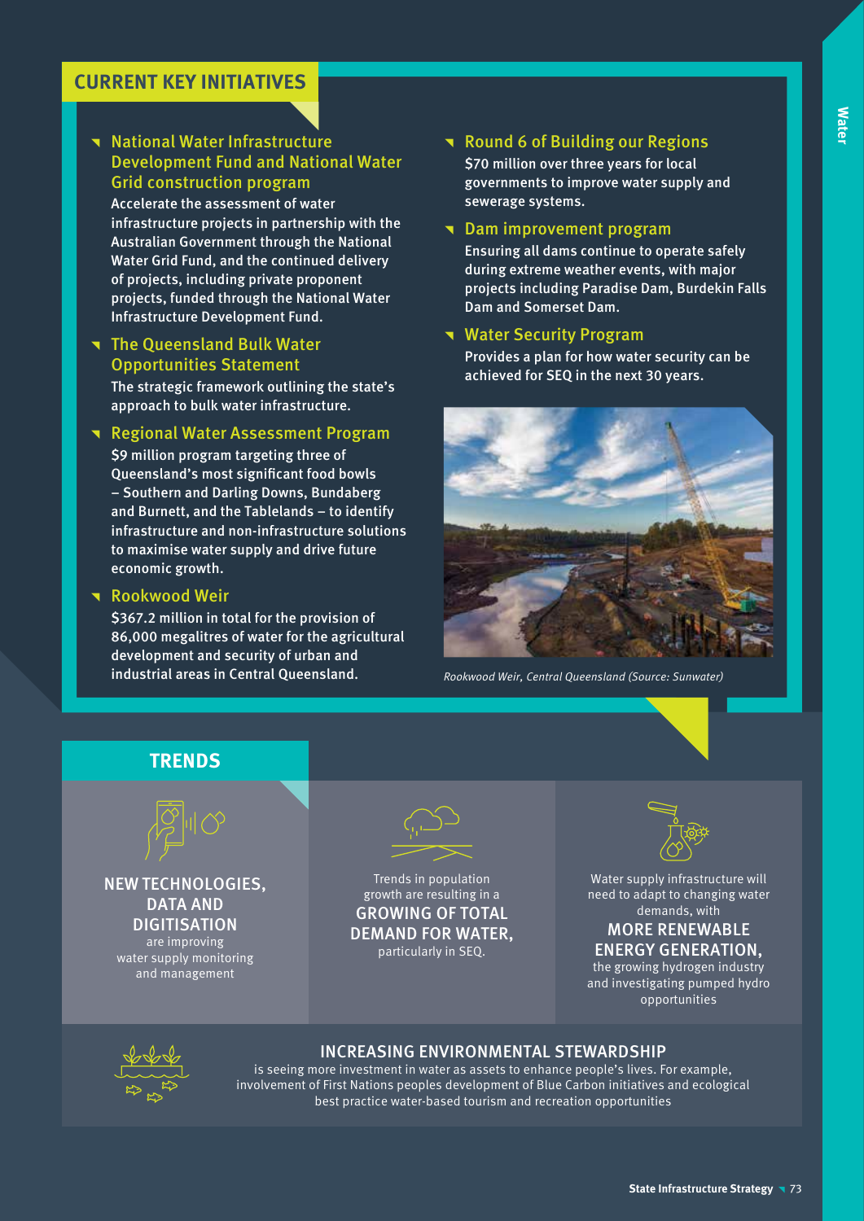## CURRENT KEY INITIATIVES

### National Water Infrastructure Development Fund and National Water Grid construction program

Accelerate the assessment of water infrastructure projects in partnership with the Australian Government through the National Water Grid Fund, and the continued delivery of projects, including private proponent projects, funded through the National Water Infrastructure Development Fund.

### The Queensland Bulk Water Opportunities Statement

The strategic framework outlining the state's approach to bulk water infrastructure.

### Regional Water Assessment Program

$9 million program targeting three of Queensland's most significant food bowls – Southern and Darling Downs, Bundaberg and Burnett, and the Tablelands – to identify infrastructure and non-infrastructure solutions to maximise water supply and drive future economic growth.

### Rookwood Weir

$367.2 million in total for the provision of 86,000 megalitres of water for the agricultural development and security of urban and industrial areas in Central Queensland.

### Round 6 of Building our Regions

$70 million over three years for local governments to improve water supply and sewerage systems.

### Dam improvement program

Ensuring all dams continue to operate safely during extreme weather events, with major projects including Paradise Dam, Burdekin Falls Dam and Somerset Dam.

### Water Security Program

Provides a plan for how water security can be achieved for SEQ in the next 30 years.

*Rookwood Weir, Central Queensland (Source: Sunwater)*

## TRENDS

**NEW TECHNOLOGIES, DATA AND DIGITISATION** are improving water supply monitoring and management

Trends in population growth are resulting in a **GROWING OF TOTAL DEMAND FOR WATER,** particularly in SEQ.

Water supply infrastructure will need to adapt to changing water demands, with **MORE RENEWABLE ENERGY GENERATION,** the growing hydrogen industry and investigating pumped hydro opportunities

**INCREASING ENVIRONMENTAL STEWARDSHIP** is seeing more investment in water as assets to enhance people's lives. For example, involvement of First Nations peoples development of Blue Carbon initiatives and ecological best practice water-based tourism and recreation opportunities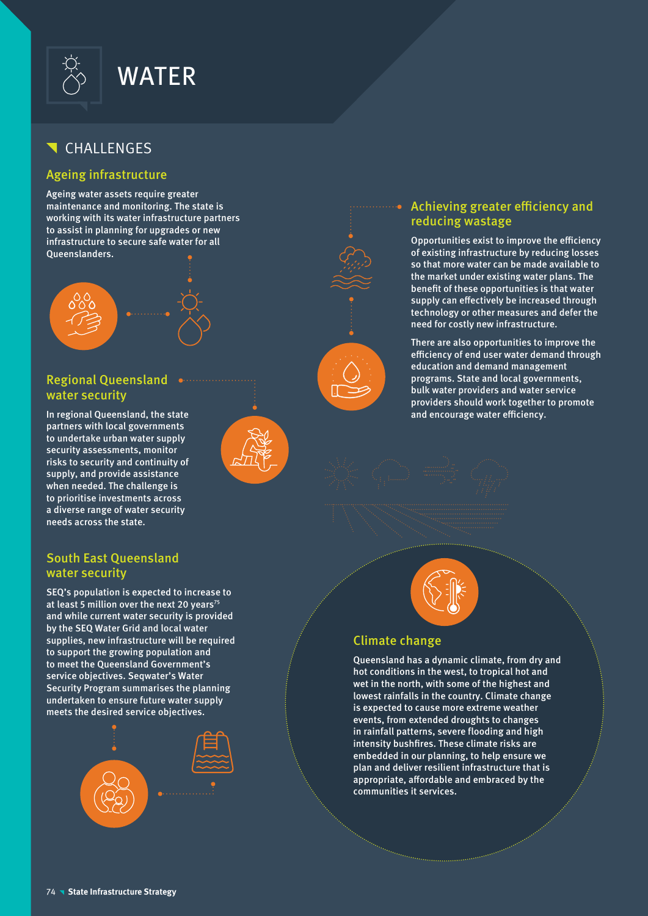# WATER

## CHALLENGES

### Ageing infrastructure

Ageing water assets require greater maintenance and monitoring. The state is working with its water infrastructure partners to assist in planning for upgrades or new infrastructure to secure safe water for all Queenslanders.

### Regional Queensland water security

In regional Queensland, the state partners with local governments to undertake urban water supply security assessments, monitor risks to security and continuity of supply, and provide assistance when needed. The challenge is to prioritise investments across a diverse range of water security needs across the state.

### South East Queensland water security

SEQ's population is expected to increase to at least 5 million over the next 20 years[75] and while current water security is provided by the SEQ Water Grid and local water supplies, new infrastructure will be required to support the growing population and to meet the Queensland Government's service objectives. Seqwater's Water Security Program summarises the planning undertaken to ensure future water supply meets the desired service objectives.

### Achieving greater efficiency and reducing wastage

Opportunities exist to improve the efficiency of existing infrastructure by reducing losses so that more water can be made available to the market under existing water plans. The benefit of these opportunities is that water supply can effectively be increased through technology or other measures and defer the need for costly new infrastructure.

There are also opportunities to improve the efficiency of end user water demand through education and demand management programs. State and local governments, bulk water providers and water service providers should work together to promote and encourage water efficiency.

### Climate change

Queensland has a dynamic climate, from dry and hot conditions in the west, to tropical hot and wet in the north, with some of the highest and lowest rainfalls in the country. Climate change is expected to cause more extreme weather events, from extended droughts to changes in rainfall patterns, severe flooding and high intensity bushfires. These climate risks are embedded in our planning, to help ensure we plan and deliver resilient infrastructure that is appropriate, affordable and embraced by the communities it services.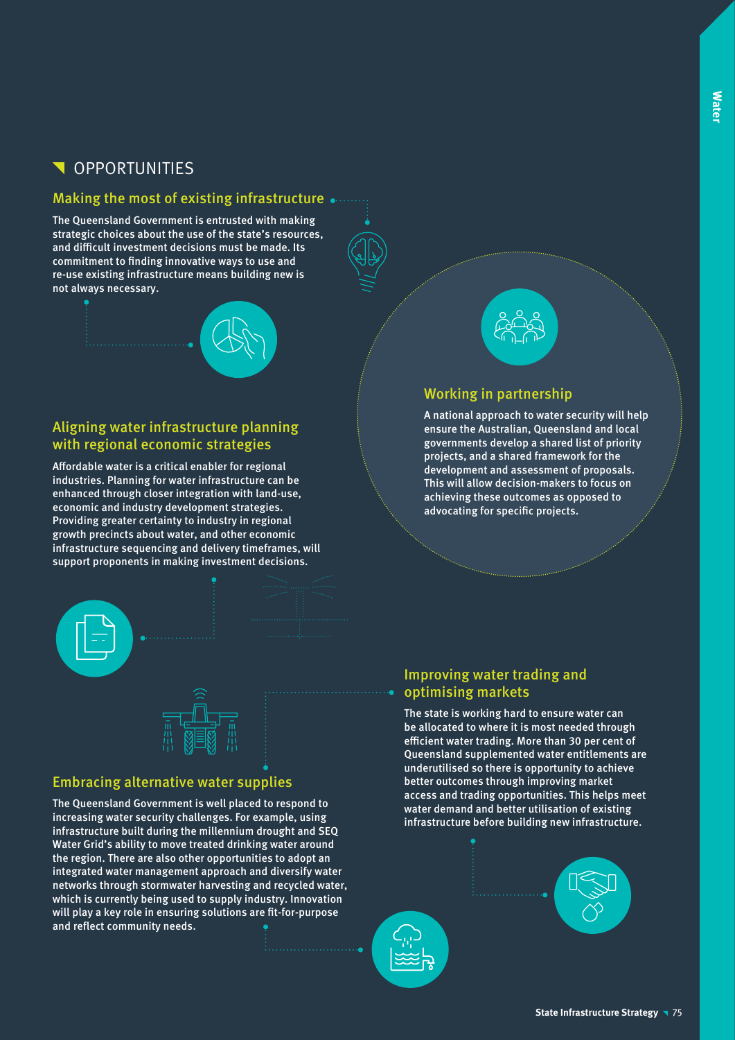## OPPORTUNITIES

### Making the most of existing infrastructure

The Queensland Government is entrusted with making strategic choices about the use of the state's resources, and difficult investment decisions must be made. Its commitment to finding innovative ways to use and re-use existing infrastructure means building new is not always necessary.

### Working in partnership

A national approach to water security will help ensure the Australian, Queensland and local governments develop a shared list of priority projects, and a shared framework for the development and assessment of proposals. This will allow decision-makers to focus on achieving these outcomes as opposed to advocating for specific projects.

### Aligning water infrastructure planning with regional economic strategies

Affordable water is a critical enabler for regional industries. Planning for water infrastructure can be enhanced through closer integration with land-use, economic and industry development strategies. Providing greater certainty to industry in regional growth precincts about water, and other economic infrastructure sequencing and delivery timeframes, will support proponents in making investment decisions.

### Improving water trading and optimising markets

The state is working hard to ensure water can be allocated to where it is most needed through efficient water trading. More than 30 per cent of Queensland supplemented water entitlements are underutilised so there is opportunity to achieve better outcomes through improving market access and trading opportunities. This helps meet water demand and better utilisation of existing infrastructure before building new infrastructure.

### Embracing alternative water supplies

The Queensland Government is well placed to respond to increasing water security challenges. For example, using infrastructure built during the millennium drought and SEQ Water Grid's ability to move treated drinking water around the region. There are also other opportunities to adopt an integrated water management approach and diversify water networks through stormwater harvesting and recycled water, which is currently being used to supply industry. Innovation will play a key role in ensuring solutions are fit-for-purpose and reflect community needs.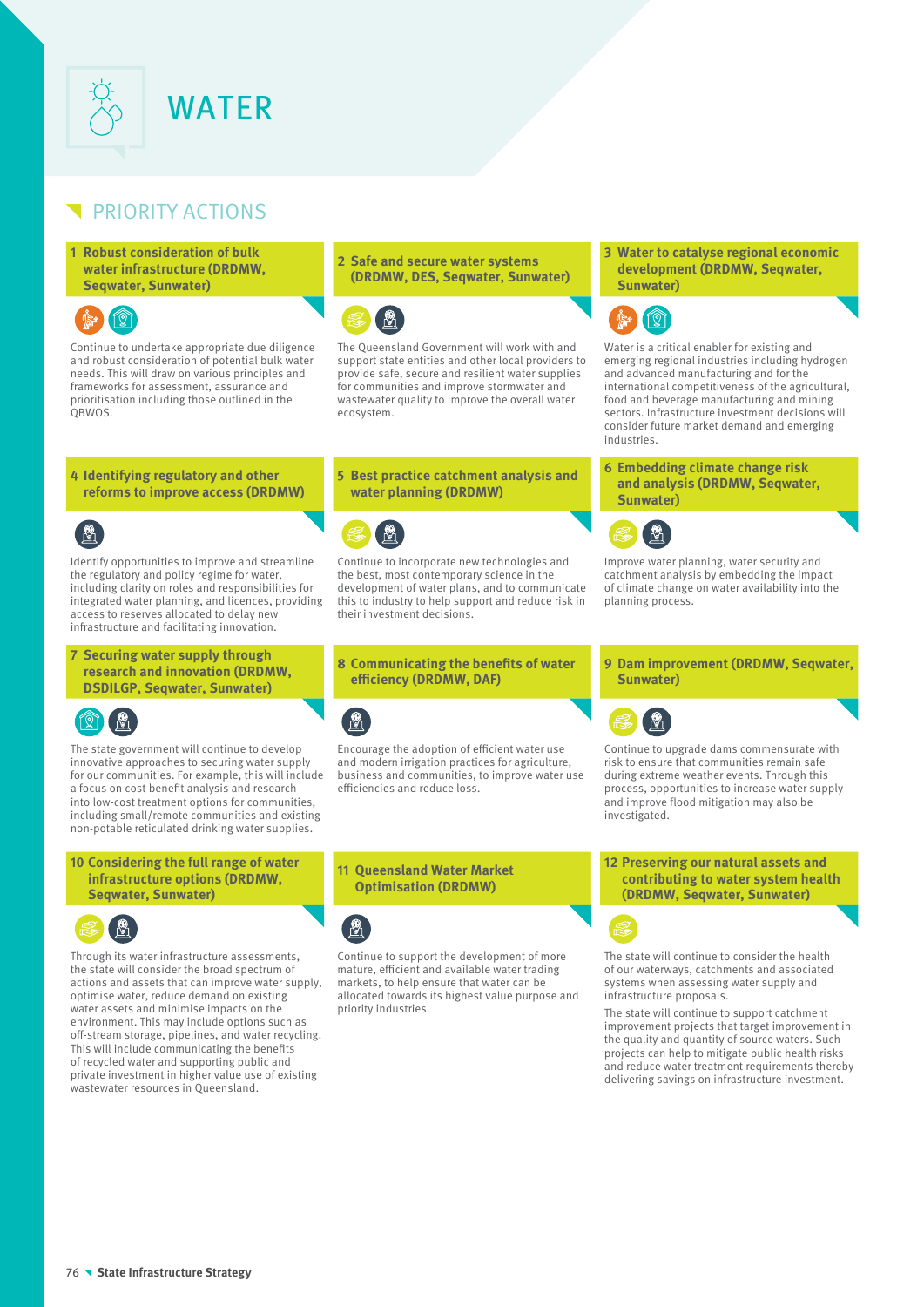# WATER

## PRIORITY ACTIONS

### 1 Robust consideration of bulk water infrastructure (DRDMW, Seqwater, Sunwater)

Continue to undertake appropriate due diligence and robust consideration of potential bulk water needs. This will draw on various principles and frameworks for assessment, assurance and prioritisation including those outlined in the QBWOS.

### 2 Safe and secure water systems (DRDMW, DES, Seqwater, Sunwater)

The Queensland Government will work with and support state entities and other local providers to provide safe, secure and resilient water supplies for communities and improve stormwater and wastewater quality to improve the overall water ecosystem.

### 3 Water to catalyse regional economic development (DRDMW, Seqwater, Sunwater)

Water is a critical enabler for existing and emerging regional industries including hydrogen and advanced manufacturing and for the international competitiveness of the agricultural, food and beverage manufacturing and mining sectors. Infrastructure investment decisions will consider future market demand and emerging industries.

### 4 Identifying regulatory and other reforms to improve access (DRDMW)

Identify opportunities to improve and streamline the regulatory and policy regime for water, including clarity on roles and responsibilities for integrated water planning, and licences, providing access to reserves allocated to delay new infrastructure and facilitating innovation.

### 5 Best practice catchment analysis and water planning (DRDMW)

Continue to incorporate new technologies and the best, most contemporary science in the development of water plans, and to communicate this to industry to help support and reduce risk in their investment decisions.

### 6 Embedding climate change risk and analysis (DRDMW, Seqwater, Sunwater)

Improve water planning, water security and catchment analysis by embedding the impact of climate change on water availability into the planning process.

### 7 Securing water supply through research and innovation (DRDMW, DSDILGP, Seqwater, Sunwater)

The state government will continue to develop innovative approaches to securing water supply for our communities. For example, this will include a focus on cost benefit analysis and research into low-cost treatment options for communities, including small/remote communities and existing non-potable reticulated drinking water supplies.

### 8 Communicating the benefits of water efficiency (DRDMW, DAF)

Encourage the adoption of efficient water use and modern irrigation practices for agriculture, business and communities, to improve water use efficiencies and reduce loss.

### 9 Dam improvement (DRDMW, Seqwater, Sunwater)

Continue to upgrade dams commensurate with risk to ensure that communities remain safe during extreme weather events. Through this process, opportunities to increase water supply and improve flood mitigation may also be investigated.

### 10 Considering the full range of water infrastructure options (DRDMW, Seqwater, Sunwater)

Through its water infrastructure assessments, the state will consider the broad spectrum of actions and assets that can improve water supply, optimise water, reduce demand on existing water assets and minimise impacts on the environment. This may include options such as off-stream storage, pipelines, and water recycling. This will include communicating the benefits of recycled water and supporting public and private investment in higher value use of existing wastewater resources in Queensland.

### 11 Queensland Water Market Optimisation (DRDMW)

Continue to support the development of more mature, efficient and available water trading markets, to help ensure that water can be allocated towards its highest value purpose and priority industries.

### 12 Preserving our natural assets and contributing to water system health (DRDMW, Seqwater, Sunwater)

The state will continue to consider the health of our waterways, catchments and associated systems when assessing water supply and infrastructure proposals.

The state will continue to support catchment improvement projects that target improvement in the quality and quantity of source waters. Such projects can help to mitigate public health risks and reduce water treatment requirements thereby delivering savings on infrastructure investment.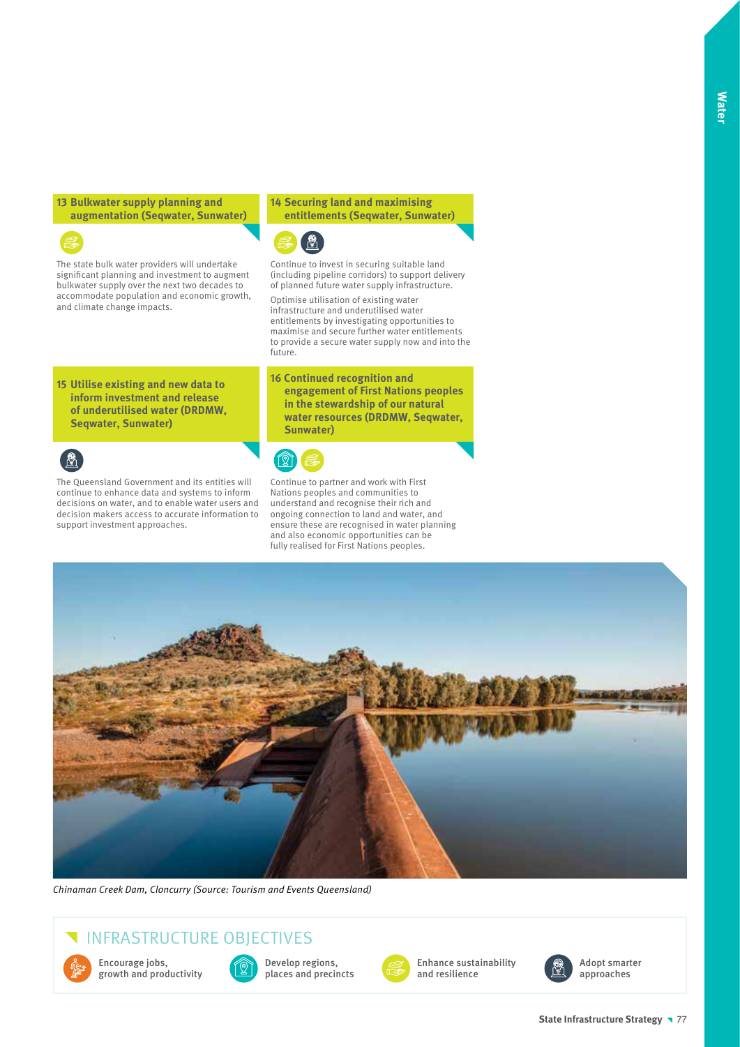### 13 Bulkwater supply planning and augmentation (Seqwater, Sunwater)

The state bulk water providers will undertake significant planning and investment to augment bulkwater supply over the next two decades to accommodate population and economic growth, and climate change impacts.

### 14 Securing land and maximising entitlements (Seqwater, Sunwater)

Continue to invest in securing suitable land (including pipeline corridors) to support delivery of planned future water supply infrastructure.

Optimise utilisation of existing water infrastructure and underutilised water entitlements by investigating opportunities to maximise and secure further water entitlements to provide a secure water supply now and into the future.

### 15 Utilise existing and new data to inform investment and release of underutilised water (DRDMW, Seqwater, Sunwater)

The Queensland Government and its entities will continue to enhance data and systems to inform decisions on water, and to enable water users and decision makers access to accurate information to support investment approaches.

### 16 Continued recognition and engagement of First Nations peoples in the stewardship of our natural water resources (DRDMW, Seqwater, Sunwater)

Continue to partner and work with First Nations peoples and communities to understand and recognise their rich and ongoing connection to land and water, and ensure these are recognised in water planning and also economic opportunities can be fully realised for First Nations peoples.

*Chinaman Creek Dam, Cloncurry (Source: Tourism and Events Queensland)*

## INFRASTRUCTURE OBJECTIVES

- Encourage jobs, growth and productivity
- Develop regions, places and precincts
- Enhance sustainability and resilience
- Adopt smarter approaches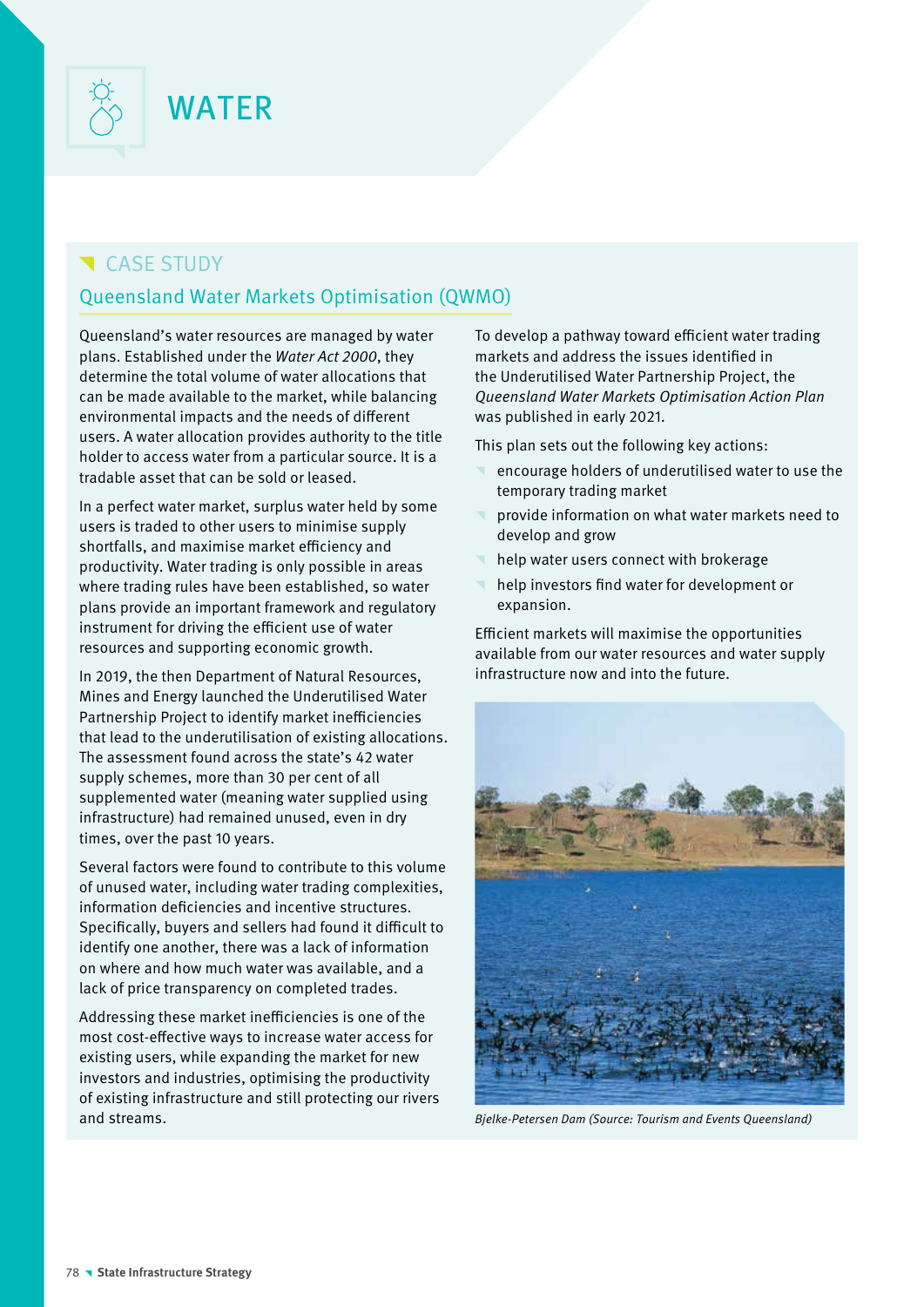# WATER

## CASE STUDY

### Queensland Water Markets Optimisation (QWMO)

Queensland's water resources are managed by water plans. Established under the *Water Act 2000*, they determine the total volume of water allocations that can be made available to the market, while balancing environmental impacts and the needs of different users. A water allocation provides authority to the title holder to access water from a particular source. It is a tradable asset that can be sold or leased.

In a perfect water market, surplus water held by some users is traded to other users to minimise supply shortfalls, and maximise market efficiency and productivity. Water trading is only possible in areas where trading rules have been established, so water plans provide an important framework and regulatory instrument for driving the efficient use of water resources and supporting economic growth.

In 2019, the then Department of Natural Resources, Mines and Energy launched the Underutilised Water Partnership Project to identify market inefficiencies that lead to the underutilisation of existing allocations. The assessment found across the state's 42 water supply schemes, more than 30 per cent of all supplemented water (meaning water supplied using infrastructure) had remained unused, even in dry times, over the past 10 years.

Several factors were found to contribute to this volume of unused water, including water trading complexities, information deficiencies and incentive structures. Specifically, buyers and sellers had found it difficult to identify one another, there was a lack of information on where and how much water was available, and a lack of price transparency on completed trades.

Addressing these market inefficiencies is one of the most cost-effective ways to increase water access for existing users, while expanding the market for new investors and industries, optimising the productivity of existing infrastructure and still protecting our rivers and streams.

To develop a pathway toward efficient water trading markets and address the issues identified in the Underutilised Water Partnership Project, the *Queensland Water Markets Optimisation Action Plan* was published in early 2021.

This plan sets out the following key actions:

- encourage holders of underutilised water to use the temporary trading market
- provide information on what water markets need to develop and grow
- help water users connect with brokerage
- help investors find water for development or expansion.

Efficient markets will maximise the opportunities available from our water resources and water supply infrastructure now and into the future.

*Bjelke-Petersen Dam (Source: Tourism and Events Queensland)*